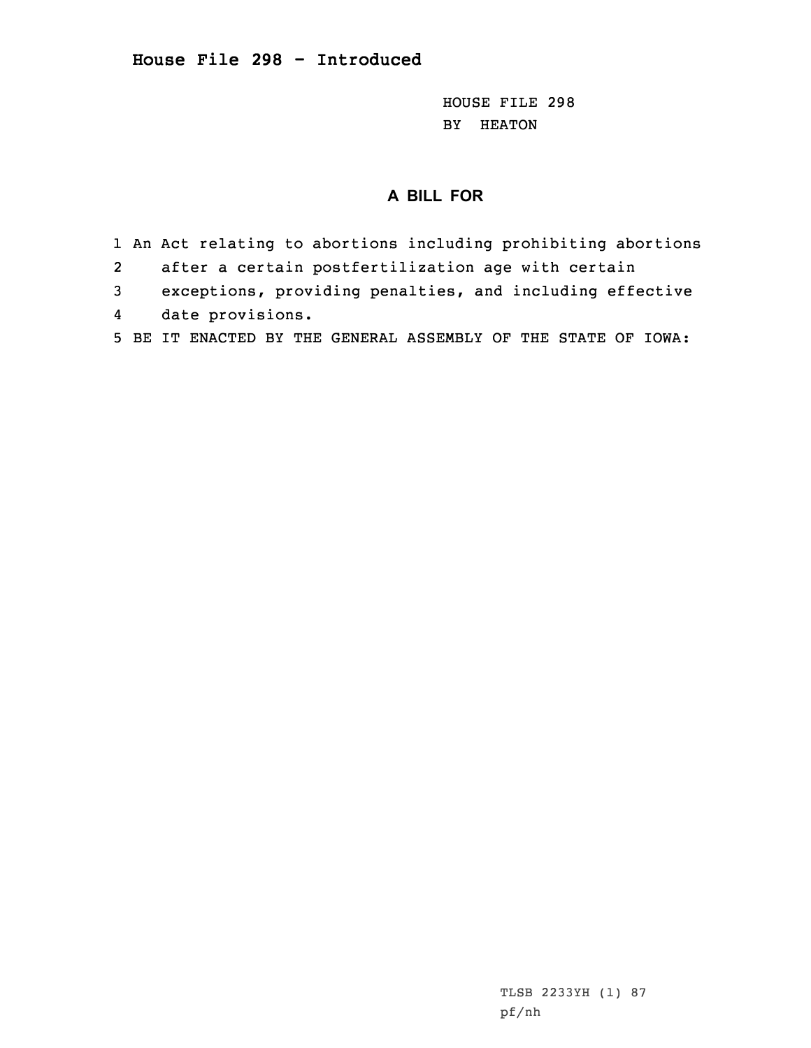**House File 298 - Introduced**

HOUSE FILE 298
BY HEATON

## A BILL FOR

1 An Act relating to abortions including prohibiting abortions
2 after a certain postfertilization age with certain
3 exceptions, providing penalties, and including effective
4 date provisions.
5 BE IT ENACTED BY THE GENERAL ASSEMBLY OF THE STATE OF IOWA:

TLSB 2233YH (1) 87
pf/nh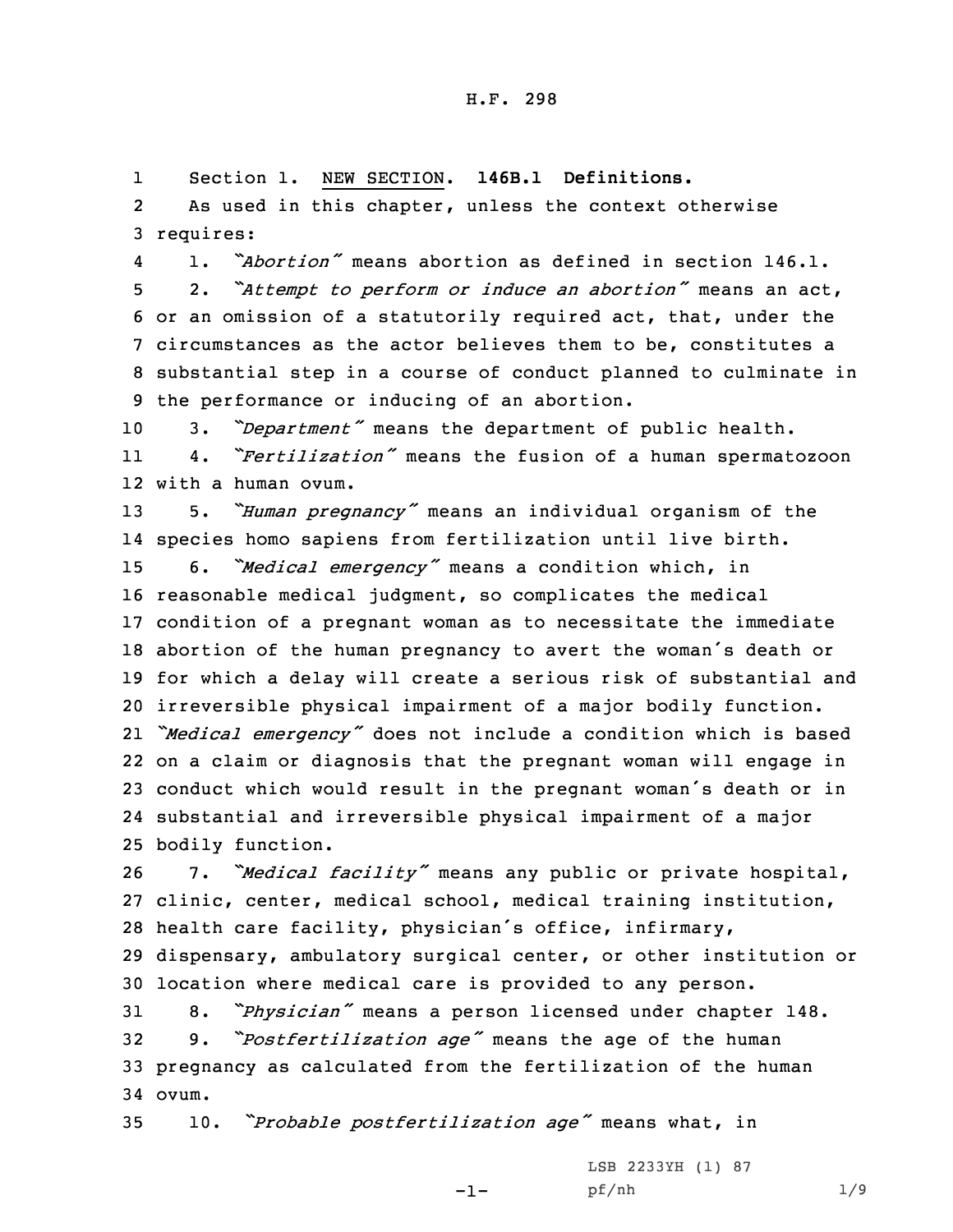Section 1. NEW SECTION. **146B.1 Definitions.**

As used in this chapter, unless the context otherwise requires:

1. *"Abortion"* means abortion as defined in section 146.1.

2. *"Attempt to perform or induce an abortion"* means an act, or an omission of a statutorily required act, that, under the circumstances as the actor believes them to be, constitutes a substantial step in a course of conduct planned to culminate in the performance or inducing of an abortion.

3. *"Department"* means the department of public health.

4. *"Fertilization"* means the fusion of a human spermatozoon with a human ovum.

5. *"Human pregnancy"* means an individual organism of the species homo sapiens from fertilization until live birth.

6. *"Medical emergency"* means a condition which, in reasonable medical judgment, so complicates the medical condition of a pregnant woman as to necessitate the immediate abortion of the human pregnancy to avert the woman's death or for which a delay will create a serious risk of substantial and irreversible physical impairment of a major bodily function. *"Medical emergency"* does not include a condition which is based on a claim or diagnosis that the pregnant woman will engage in conduct which would result in the pregnant woman's death or in substantial and irreversible physical impairment of a major bodily function.

7. *"Medical facility"* means any public or private hospital, clinic, center, medical school, medical training institution, health care facility, physician's office, infirmary, dispensary, ambulatory surgical center, or other institution or location where medical care is provided to any person.

8. *"Physician"* means a person licensed under chapter 148.

9. *"Postfertilization age"* means the age of the human pregnancy as calculated from the fertilization of the human ovum.

10. *"Probable postfertilization age"* means what, in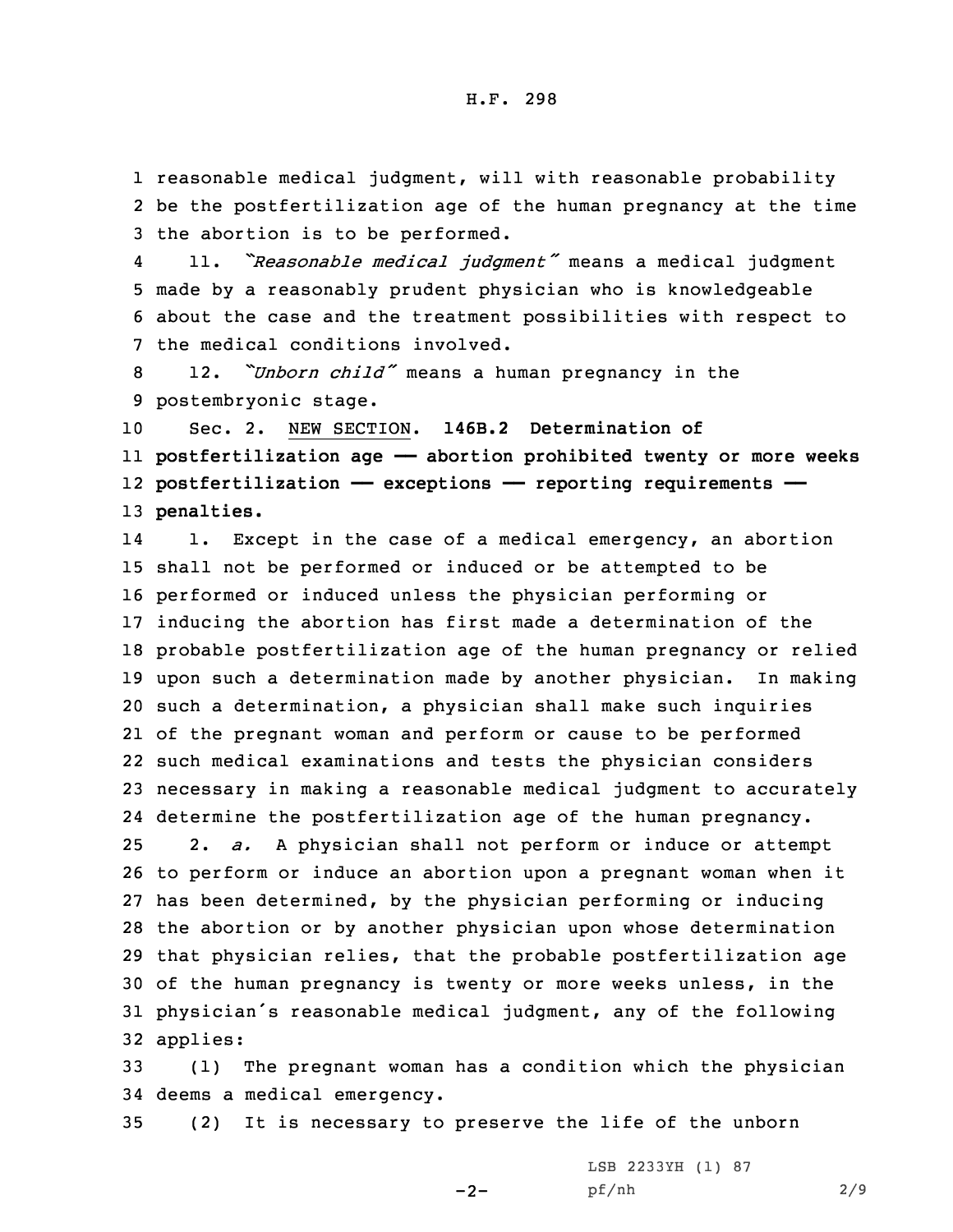reasonable medical judgment, will with reasonable probability be the postfertilization age of the human pregnancy at the time the abortion is to be performed.

11. *"Reasonable medical judgment"* means a medical judgment made by a reasonably prudent physician who is knowledgeable about the case and the treatment possibilities with respect to the medical conditions involved.

12. *"Unborn child"* means a human pregnancy in the postembryonic stage.

Sec. 2. NEW SECTION. **146B.2 Determination of postfertilization age — abortion prohibited twenty or more weeks postfertilization — exceptions — reporting requirements — penalties.**

1. Except in the case of a medical emergency, an abortion shall not be performed or induced or be attempted to be performed or induced unless the physician performing or inducing the abortion has first made a determination of the probable postfertilization age of the human pregnancy or relied upon such a determination made by another physician. In making such a determination, a physician shall make such inquiries of the pregnant woman and perform or cause to be performed such medical examinations and tests the physician considers necessary in making a reasonable medical judgment to accurately determine the postfertilization age of the human pregnancy.

2. *a.* A physician shall not perform or induce or attempt to perform or induce an abortion upon a pregnant woman when it has been determined, by the physician performing or inducing the abortion or by another physician upon whose determination that physician relies, that the probable postfertilization age of the human pregnancy is twenty or more weeks unless, in the physician's reasonable medical judgment, any of the following applies:

(1) The pregnant woman has a condition which the physician deems a medical emergency.

(2) It is necessary to preserve the life of the unborn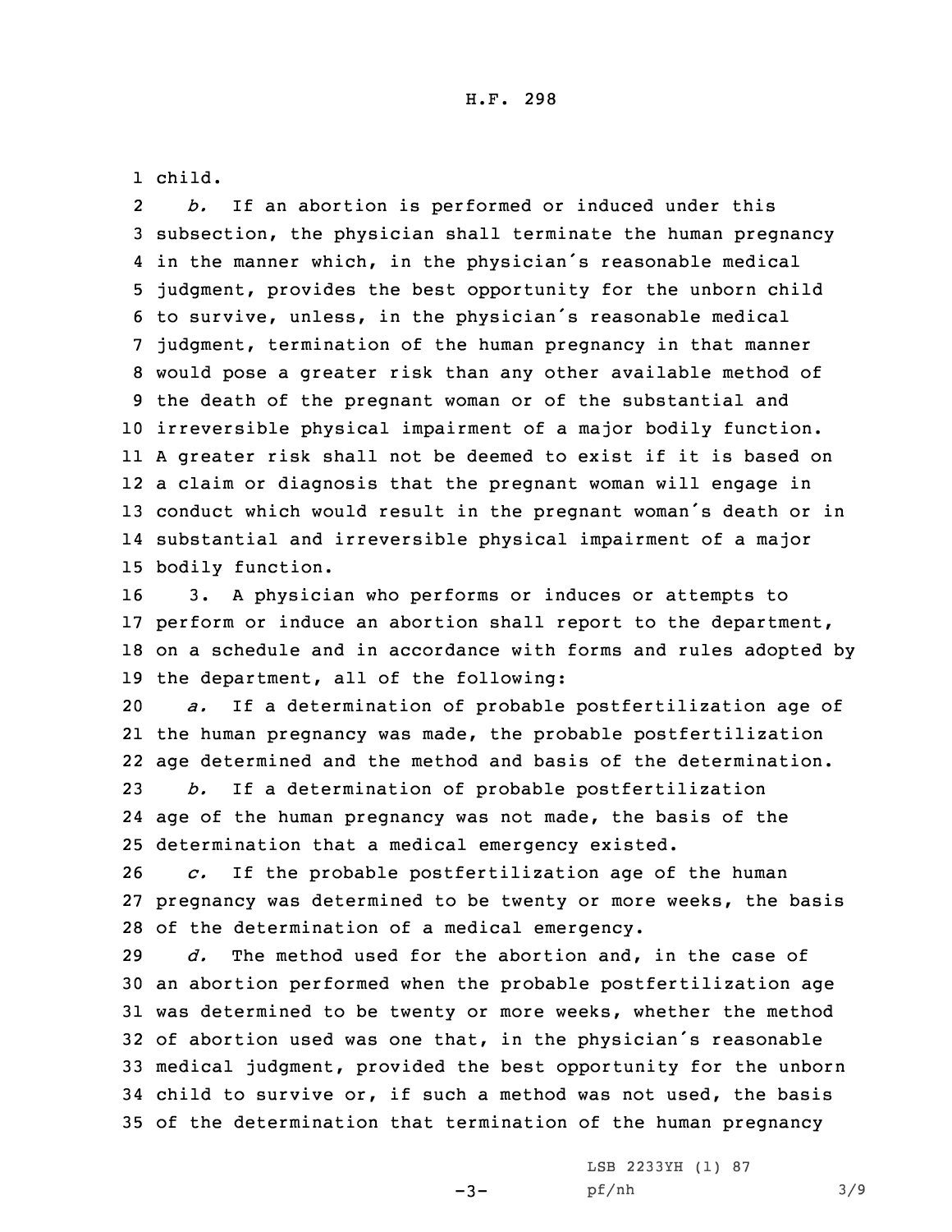child.

*b.* If an abortion is performed or induced under this subsection, the physician shall terminate the human pregnancy in the manner which, in the physician's reasonable medical judgment, provides the best opportunity for the unborn child to survive, unless, in the physician's reasonable medical judgment, termination of the human pregnancy in that manner would pose a greater risk than any other available method of the death of the pregnant woman or of the substantial and irreversible physical impairment of a major bodily function. A greater risk shall not be deemed to exist if it is based on a claim or diagnosis that the pregnant woman will engage in conduct which would result in the pregnant woman's death or in substantial and irreversible physical impairment of a major bodily function.

3. A physician who performs or induces or attempts to perform or induce an abortion shall report to the department, on a schedule and in accordance with forms and rules adopted by the department, all of the following:

*a.* If a determination of probable postfertilization age of the human pregnancy was made, the probable postfertilization age determined and the method and basis of the determination.

*b.* If a determination of probable postfertilization age of the human pregnancy was not made, the basis of the determination that a medical emergency existed.

*c.* If the probable postfertilization age of the human pregnancy was determined to be twenty or more weeks, the basis of the determination of a medical emergency.

*d.* The method used for the abortion and, in the case of an abortion performed when the probable postfertilization age was determined to be twenty or more weeks, whether the method of abortion used was one that, in the physician's reasonable medical judgment, provided the best opportunity for the unborn child to survive or, if such a method was not used, the basis of the determination that termination of the human pregnancy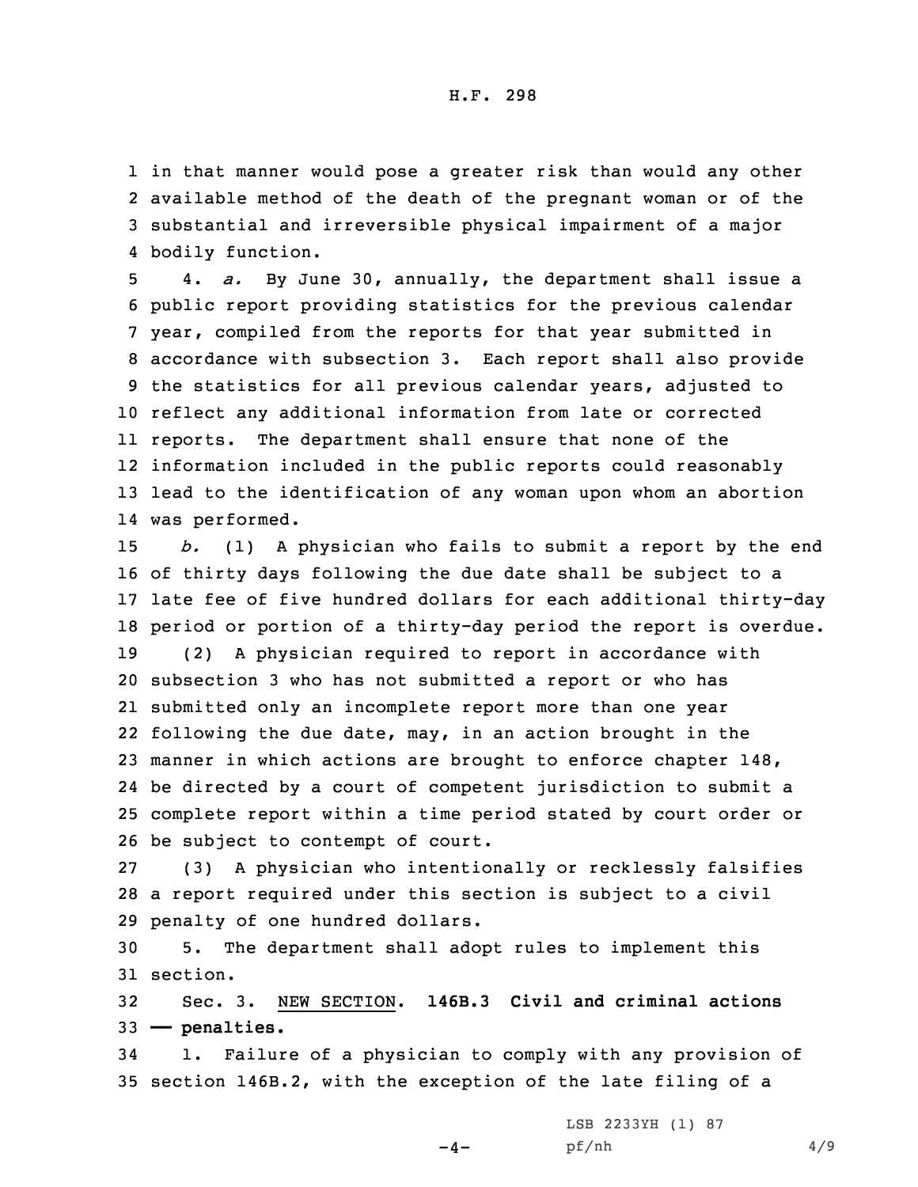in that manner would pose a greater risk than would any other available method of the death of the pregnant woman or of the substantial and irreversible physical impairment of a major bodily function.

4. *a.* By June 30, annually, the department shall issue a public report providing statistics for the previous calendar year, compiled from the reports for that year submitted in accordance with subsection 3. Each report shall also provide the statistics for all previous calendar years, adjusted to reflect any additional information from late or corrected reports. The department shall ensure that none of the information included in the public reports could reasonably lead to the identification of any woman upon whom an abortion was performed.

*b.* (1) A physician who fails to submit a report by the end of thirty days following the due date shall be subject to a late fee of five hundred dollars for each additional thirty-day period or portion of a thirty-day period the report is overdue.

(2) A physician required to report in accordance with subsection 3 who has not submitted a report or who has submitted only an incomplete report more than one year following the due date, may, in an action brought in the manner in which actions are brought to enforce chapter 148, be directed by a court of competent jurisdiction to submit a complete report within a time period stated by court order or be subject to contempt of court.

(3) A physician who intentionally or recklessly falsifies a report required under this section is subject to a civil penalty of one hundred dollars.

5. The department shall adopt rules to implement this section.

Sec. 3. NEW SECTION. **146B.3 Civil and criminal actions — penalties.**

1. Failure of a physician to comply with any provision of section 146B.2, with the exception of the late filing of a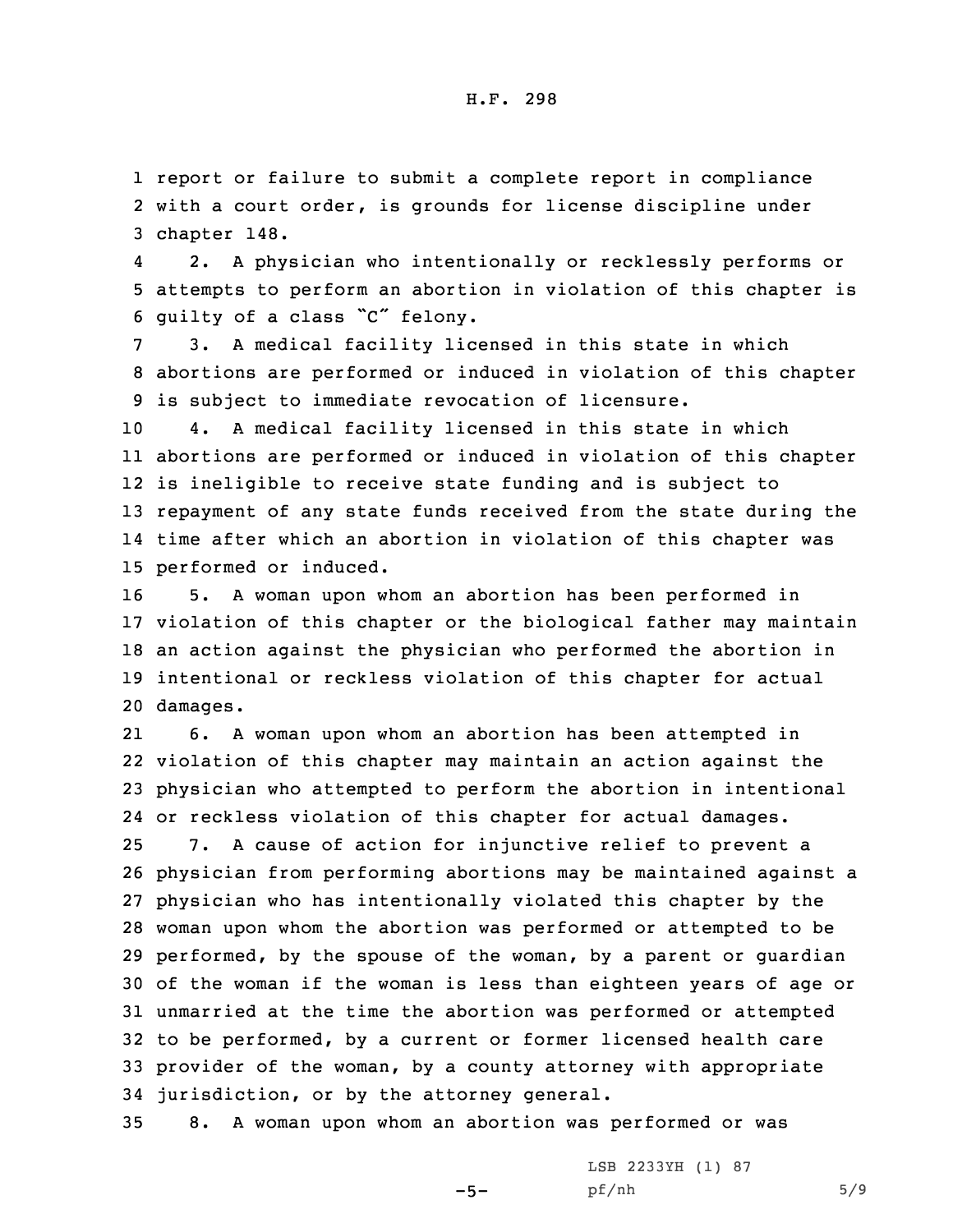report or failure to submit a complete report in compliance with a court order, is grounds for license discipline under chapter 148.

2. A physician who intentionally or recklessly performs or attempts to perform an abortion in violation of this chapter is guilty of a class "C" felony.

3. A medical facility licensed in this state in which abortions are performed or induced in violation of this chapter is subject to immediate revocation of licensure.

4. A medical facility licensed in this state in which abortions are performed or induced in violation of this chapter is ineligible to receive state funding and is subject to repayment of any state funds received from the state during the time after which an abortion in violation of this chapter was performed or induced.

5. A woman upon whom an abortion has been performed in violation of this chapter or the biological father may maintain an action against the physician who performed the abortion in intentional or reckless violation of this chapter for actual damages.

6. A woman upon whom an abortion has been attempted in violation of this chapter may maintain an action against the physician who attempted to perform the abortion in intentional or reckless violation of this chapter for actual damages.

7. A cause of action for injunctive relief to prevent a physician from performing abortions may be maintained against a physician who has intentionally violated this chapter by the woman upon whom the abortion was performed or attempted to be performed, by the spouse of the woman, by a parent or guardian of the woman if the woman is less than eighteen years of age or unmarried at the time the abortion was performed or attempted to be performed, by a current or former licensed health care provider of the woman, by a county attorney with appropriate jurisdiction, or by the attorney general.

8. A woman upon whom an abortion was performed or was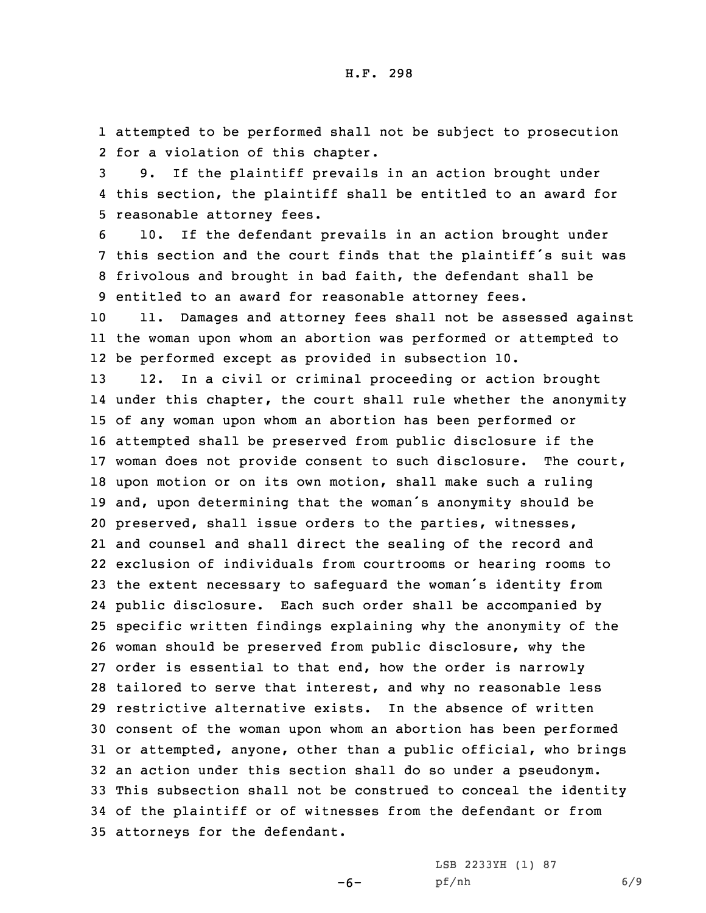attempted to be performed shall not be subject to prosecution for a violation of this chapter.

9. If the plaintiff prevails in an action brought under this section, the plaintiff shall be entitled to an award for reasonable attorney fees.

10. If the defendant prevails in an action brought under this section and the court finds that the plaintiff's suit was frivolous and brought in bad faith, the defendant shall be entitled to an award for reasonable attorney fees.

11. Damages and attorney fees shall not be assessed against the woman upon whom an abortion was performed or attempted to be performed except as provided in subsection 10.

12. In a civil or criminal proceeding or action brought under this chapter, the court shall rule whether the anonymity of any woman upon whom an abortion has been performed or attempted shall be preserved from public disclosure if the woman does not provide consent to such disclosure. The court, upon motion or on its own motion, shall make such a ruling and, upon determining that the woman's anonymity should be preserved, shall issue orders to the parties, witnesses, and counsel and shall direct the sealing of the record and exclusion of individuals from courtrooms or hearing rooms to the extent necessary to safeguard the woman's identity from public disclosure. Each such order shall be accompanied by specific written findings explaining why the anonymity of the woman should be preserved from public disclosure, why the order is essential to that end, how the order is narrowly tailored to serve that interest, and why no reasonable less restrictive alternative exists. In the absence of written consent of the woman upon whom an abortion has been performed or attempted, anyone, other than a public official, who brings an action under this section shall do so under a pseudonym. This subsection shall not be construed to conceal the identity of the plaintiff or of witnesses from the defendant or from attorneys for the defendant.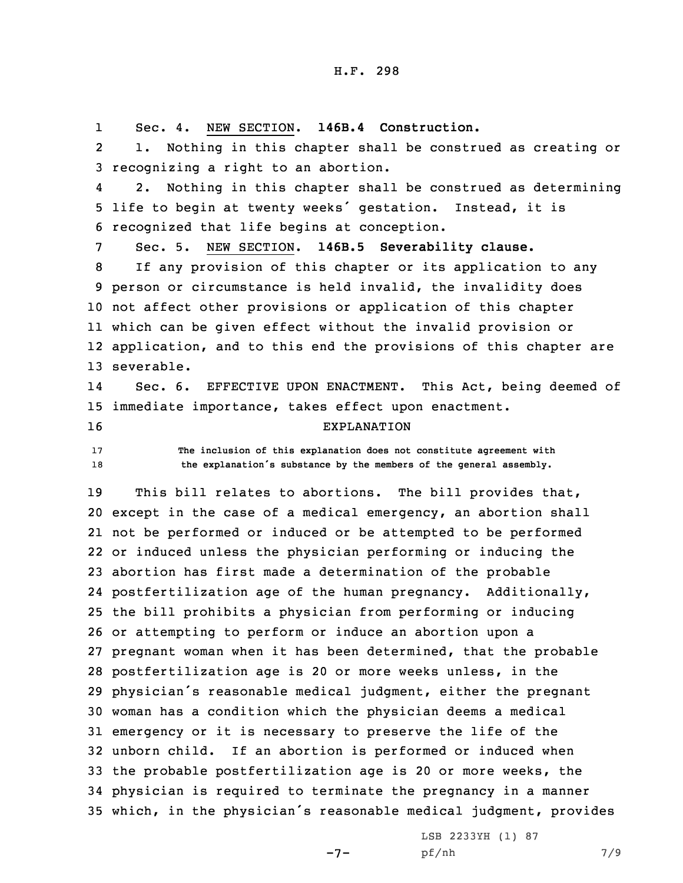Sec. 4. NEW SECTION. **146B.4 Construction.**

1. Nothing in this chapter shall be construed as creating or recognizing a right to an abortion.

2. Nothing in this chapter shall be construed as determining life to begin at twenty weeks' gestation. Instead, it is recognized that life begins at conception.

Sec. 5. NEW SECTION. **146B.5 Severability clause.**

If any provision of this chapter or its application to any person or circumstance is held invalid, the invalidity does not affect other provisions or application of this chapter which can be given effect without the invalid provision or application, and to this end the provisions of this chapter are severable.

Sec. 6. EFFECTIVE UPON ENACTMENT. This Act, being deemed of immediate importance, takes effect upon enactment.

EXPLANATION

The inclusion of this explanation does not constitute agreement with the explanation's substance by the members of the general assembly.

This bill relates to abortions. The bill provides that, except in the case of a medical emergency, an abortion shall not be performed or induced or be attempted to be performed or induced unless the physician performing or inducing the abortion has first made a determination of the probable postfertilization age of the human pregnancy. Additionally, the bill prohibits a physician from performing or inducing or attempting to perform or induce an abortion upon a pregnant woman when it has been determined, that the probable postfertilization age is 20 or more weeks unless, in the physician's reasonable medical judgment, either the pregnant woman has a condition which the physician deems a medical emergency or it is necessary to preserve the life of the unborn child. If an abortion is performed or induced when the probable postfertilization age is 20 or more weeks, the physician is required to terminate the pregnancy in a manner which, in the physician's reasonable medical judgment, provides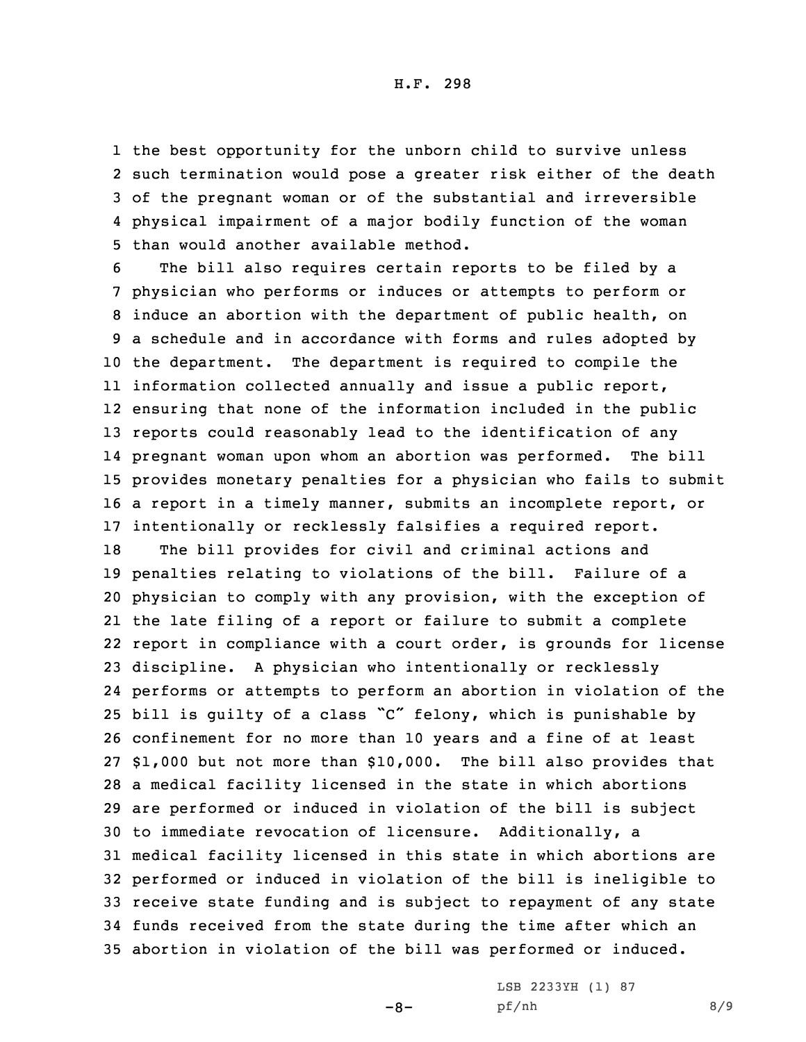the best opportunity for the unborn child to survive unless such termination would pose a greater risk either of the death of the pregnant woman or of the substantial and irreversible physical impairment of a major bodily function of the woman than would another available method.

The bill also requires certain reports to be filed by a physician who performs or induces or attempts to perform or induce an abortion with the department of public health, on a schedule and in accordance with forms and rules adopted by the department. The department is required to compile the information collected annually and issue a public report, ensuring that none of the information included in the public reports could reasonably lead to the identification of any pregnant woman upon whom an abortion was performed. The bill provides monetary penalties for a physician who fails to submit a report in a timely manner, submits an incomplete report, or intentionally or recklessly falsifies a required report.

The bill provides for civil and criminal actions and penalties relating to violations of the bill. Failure of a physician to comply with any provision, with the exception of the late filing of a report or failure to submit a complete report in compliance with a court order, is grounds for license discipline. A physician who intentionally or recklessly performs or attempts to perform an abortion in violation of the bill is guilty of a class "C" felony, which is punishable by confinement for no more than 10 years and a fine of at least $1,000 but not more than $10,000. The bill also provides that a medical facility licensed in the state in which abortions are performed or induced in violation of the bill is subject to immediate revocation of licensure. Additionally, a medical facility licensed in this state in which abortions are performed or induced in violation of the bill is ineligible to receive state funding and is subject to repayment of any state funds received from the state during the time after which an abortion in violation of the bill was performed or induced.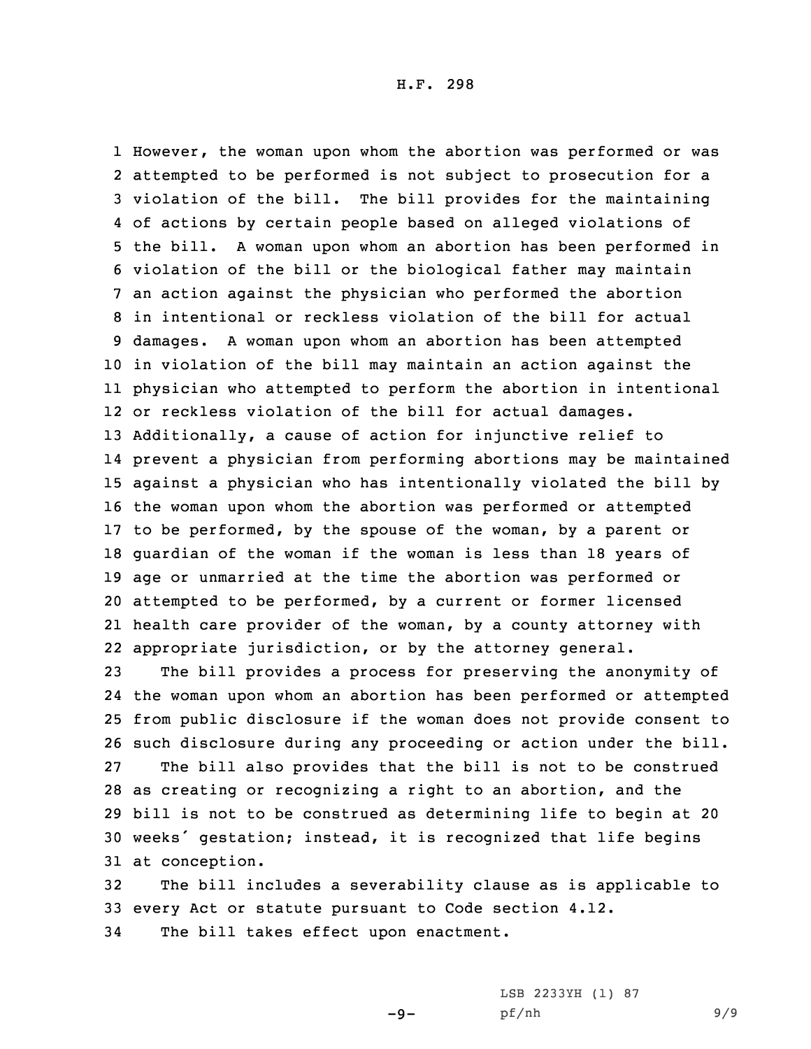However, the woman upon whom the abortion was performed or was attempted to be performed is not subject to prosecution for a violation of the bill. The bill provides for the maintaining of actions by certain people based on alleged violations of the bill. A woman upon whom an abortion has been performed in violation of the bill or the biological father may maintain an action against the physician who performed the abortion in intentional or reckless violation of the bill for actual damages. A woman upon whom an abortion has been attempted in violation of the bill may maintain an action against the physician who attempted to perform the abortion in intentional or reckless violation of the bill for actual damages. Additionally, a cause of action for injunctive relief to prevent a physician from performing abortions may be maintained against a physician who has intentionally violated the bill by the woman upon whom the abortion was performed or attempted to be performed, by the spouse of the woman, by a parent or guardian of the woman if the woman is less than 18 years of age or unmarried at the time the abortion was performed or attempted to be performed, by a current or former licensed health care provider of the woman, by a county attorney with appropriate jurisdiction, or by the attorney general.

The bill provides a process for preserving the anonymity of the woman upon whom an abortion has been performed or attempted from public disclosure if the woman does not provide consent to such disclosure during any proceeding or action under the bill.

The bill also provides that the bill is not to be construed as creating or recognizing a right to an abortion, and the bill is not to be construed as determining life to begin at 20 weeks´ gestation; instead, it is recognized that life begins at conception.

The bill includes a severability clause as is applicable to every Act or statute pursuant to Code section 4.12.

The bill takes effect upon enactment.

LSB 2233YH (1) 87
pf/nh